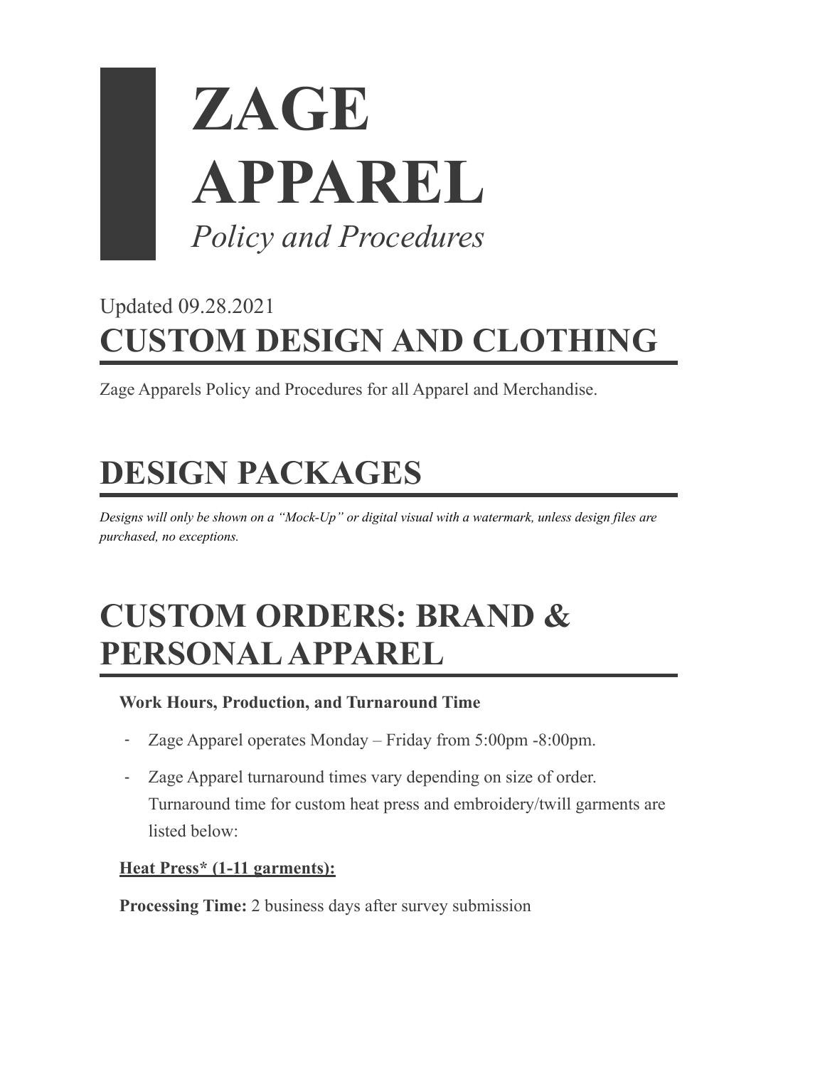# ZAGE APPAREL

*Policy and Procedures*

Updated 09.28.2021

## CUSTOM DESIGN AND CLOTHING

Zage Apparels Policy and Procedures for all Apparel and Merchandise.

## DESIGN PACKAGES

***Designs will only be shown on a "Mock-Up" or digital visual with a watermark, unless design files are purchased, no exceptions.***

## CUSTOM ORDERS: BRAND & PERSONAL APPAREL

**Work Hours, Production, and Turnaround Time**

- Zage Apparel operates Monday – Friday from 5:00pm -8:00pm.
- Zage Apparel turnaround times vary depending on size of order. Turnaround time for custom heat press and embroidery/twill garments are listed below:

**Heat Press* (1-11 garments):**

**Processing Time:** 2 business days after survey submission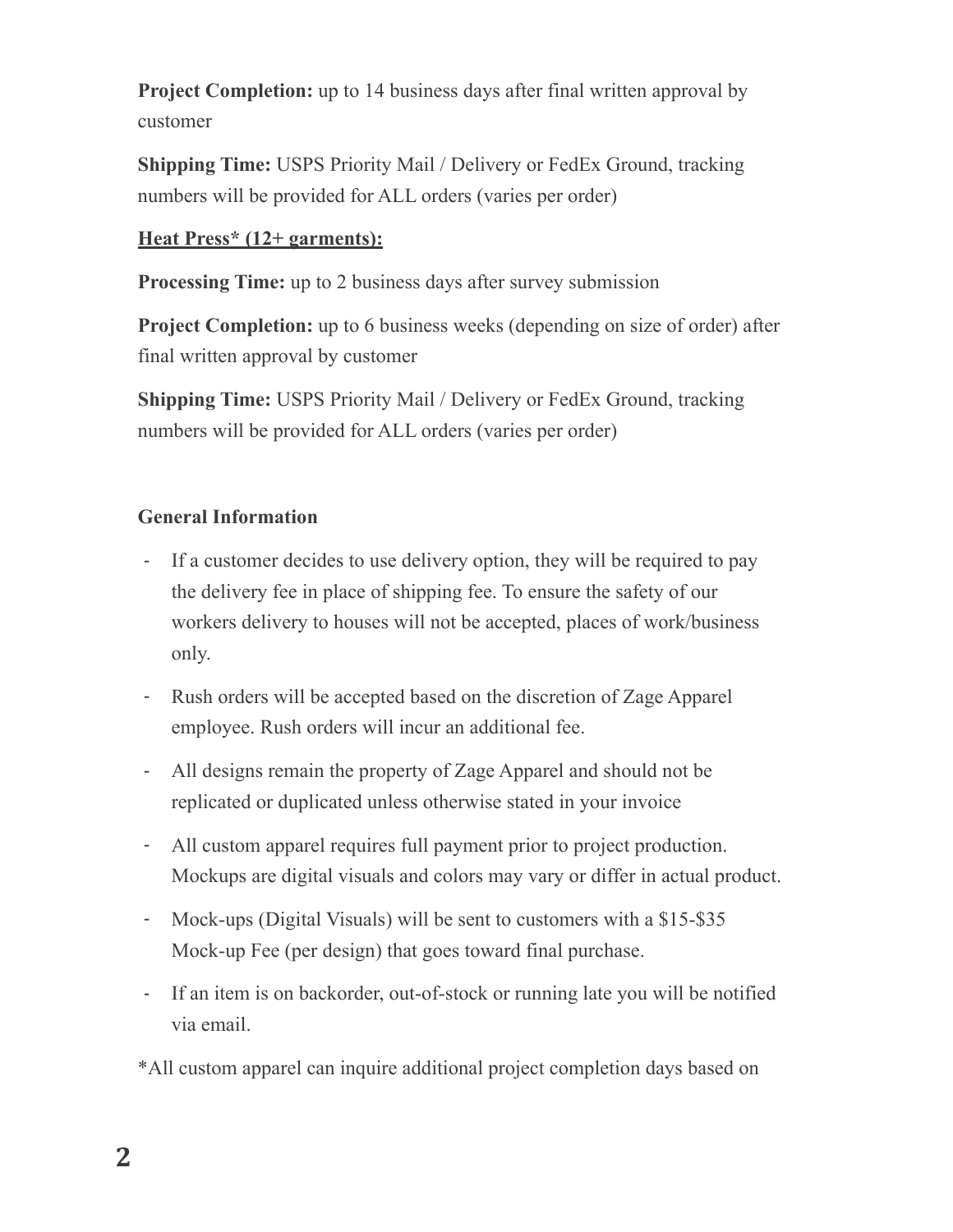**Project Completion:** up to 14 business days after final written approval by customer

**Shipping Time:** USPS Priority Mail / Delivery or FedEx Ground, tracking numbers will be provided for ALL orders (varies per order)

**Heat Press* (12+ garments):**

**Processing Time:** up to 2 business days after survey submission

**Project Completion:** up to 6 business weeks (depending on size of order) after final written approval by customer

**Shipping Time:** USPS Priority Mail / Delivery or FedEx Ground, tracking numbers will be provided for ALL orders (varies per order)

**General Information**

- If a customer decides to use delivery option, they will be required to pay the delivery fee in place of shipping fee. To ensure the safety of our workers delivery to houses will not be accepted, places of work/business only.
- Rush orders will be accepted based on the discretion of Zage Apparel employee. Rush orders will incur an additional fee.
- All designs remain the property of Zage Apparel and should not be replicated or duplicated unless otherwise stated in your invoice
- All custom apparel requires full payment prior to project production. Mockups are digital visuals and colors may vary or differ in actual product.
- Mock-ups (Digital Visuals) will be sent to customers with a $15-$35 Mock-up Fee (per design) that goes toward final purchase.
- If an item is on backorder, out-of-stock or running late you will be notified via email.

*All custom apparel can inquire additional project completion days based on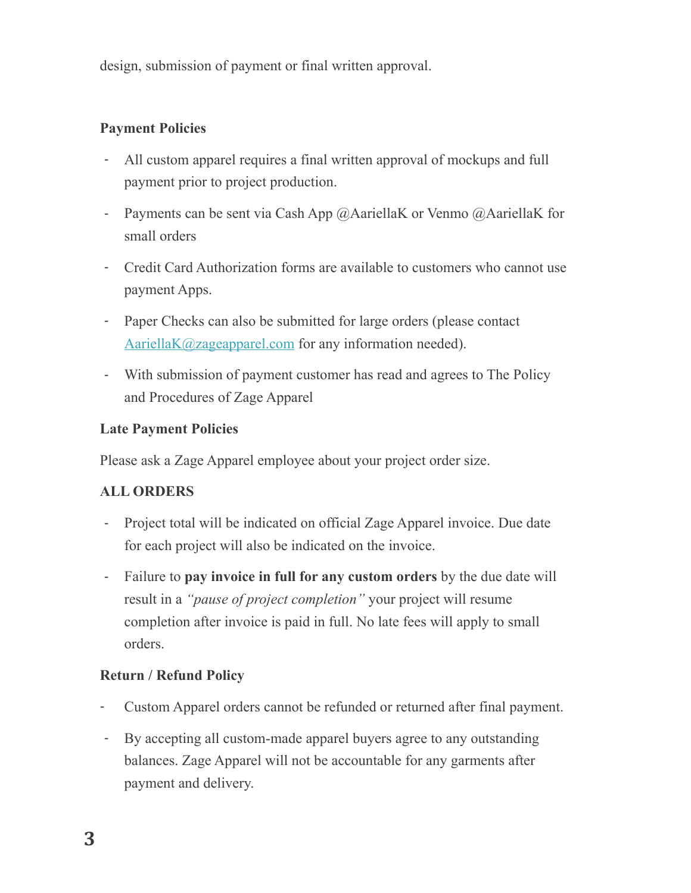design, submission of payment or final written approval.

**Payment Policies**

- All custom apparel requires a final written approval of mockups and full payment prior to project production.
- Payments can be sent via Cash App @AariellaK or Venmo @AariellaK for small orders
- Credit Card Authorization forms are available to customers who cannot use payment Apps.
- Paper Checks can also be submitted for large orders (please contact [AariellaK@zageapparel.com](mailto:AariellaK@zageapparel.com) for any information needed).
- With submission of payment customer has read and agrees to The Policy and Procedures of Zage Apparel

**Late Payment Policies**

Please ask a Zage Apparel employee about your project order size.

**ALL ORDERS**

- Project total will be indicated on official Zage Apparel invoice. Due date for each project will also be indicated on the invoice.
- Failure to **pay invoice in full for any custom orders** by the due date will result in a *"pause of project completion"* your project will resume completion after invoice is paid in full. No late fees will apply to small orders.

**Return / Refund Policy**

- Custom Apparel orders cannot be refunded or returned after final payment.
- By accepting all custom-made apparel buyers agree to any outstanding balances. Zage Apparel will not be accountable for any garments after payment and delivery.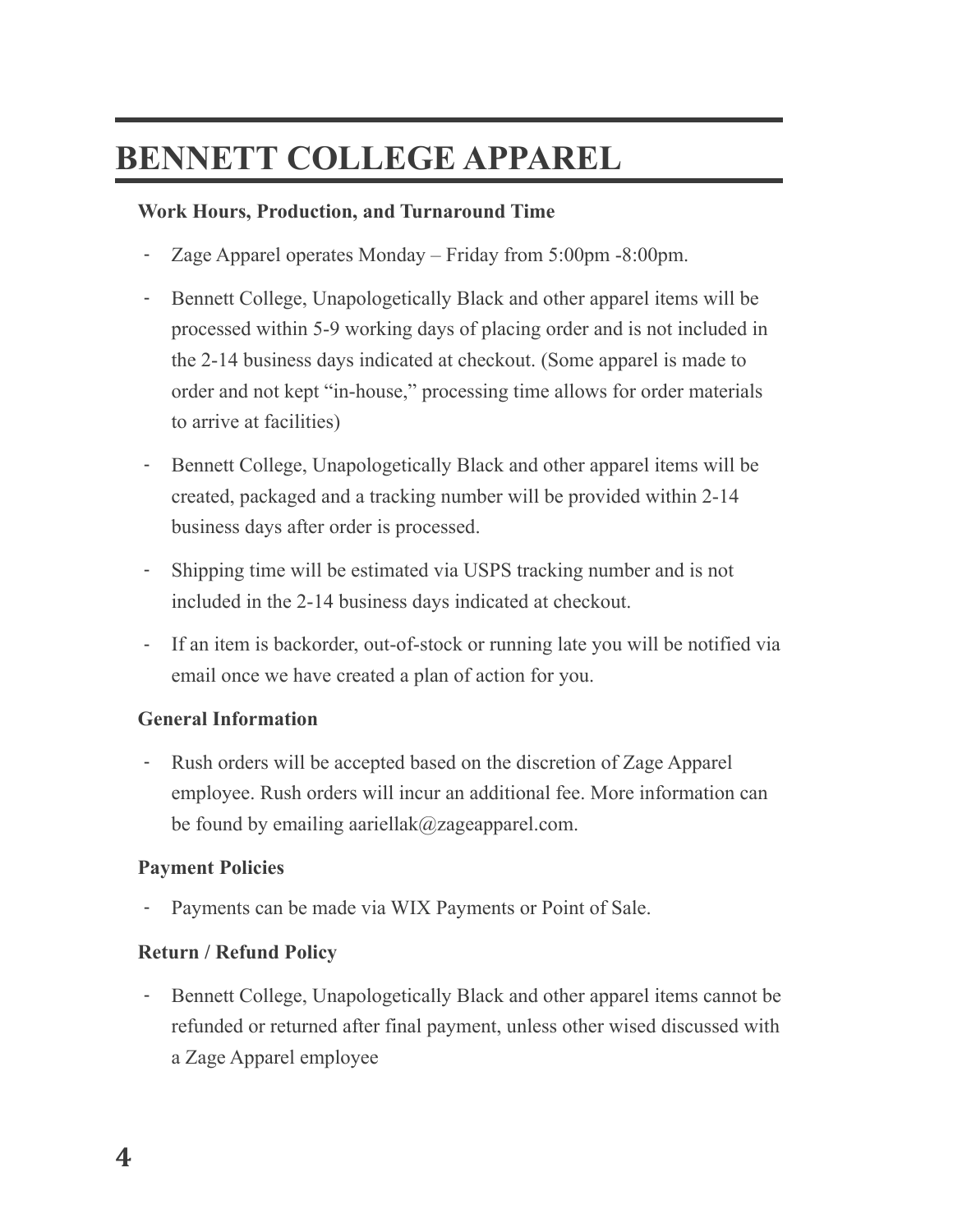# BENNETT COLLEGE APPAREL

**Work Hours, Production, and Turnaround Time**

- Zage Apparel operates Monday – Friday from 5:00pm -8:00pm.
- Bennett College, Unapologetically Black and other apparel items will be processed within 5-9 working days of placing order and is not included in the 2-14 business days indicated at checkout. (Some apparel is made to order and not kept "in-house," processing time allows for order materials to arrive at facilities)
- Bennett College, Unapologetically Black and other apparel items will be created, packaged and a tracking number will be provided within 2-14 business days after order is processed.
- Shipping time will be estimated via USPS tracking number and is not included in the 2-14 business days indicated at checkout.
- If an item is backorder, out-of-stock or running late you will be notified via email once we have created a plan of action for you.

**General Information**

- Rush orders will be accepted based on the discretion of Zage Apparel employee. Rush orders will incur an additional fee. More information can be found by emailing aariellak@zageapparel.com.

**Payment Policies**

- Payments can be made via WIX Payments or Point of Sale.

**Return / Refund Policy**

- Bennett College, Unapologetically Black and other apparel items cannot be refunded or returned after final payment, unless other wised discussed with a Zage Apparel employee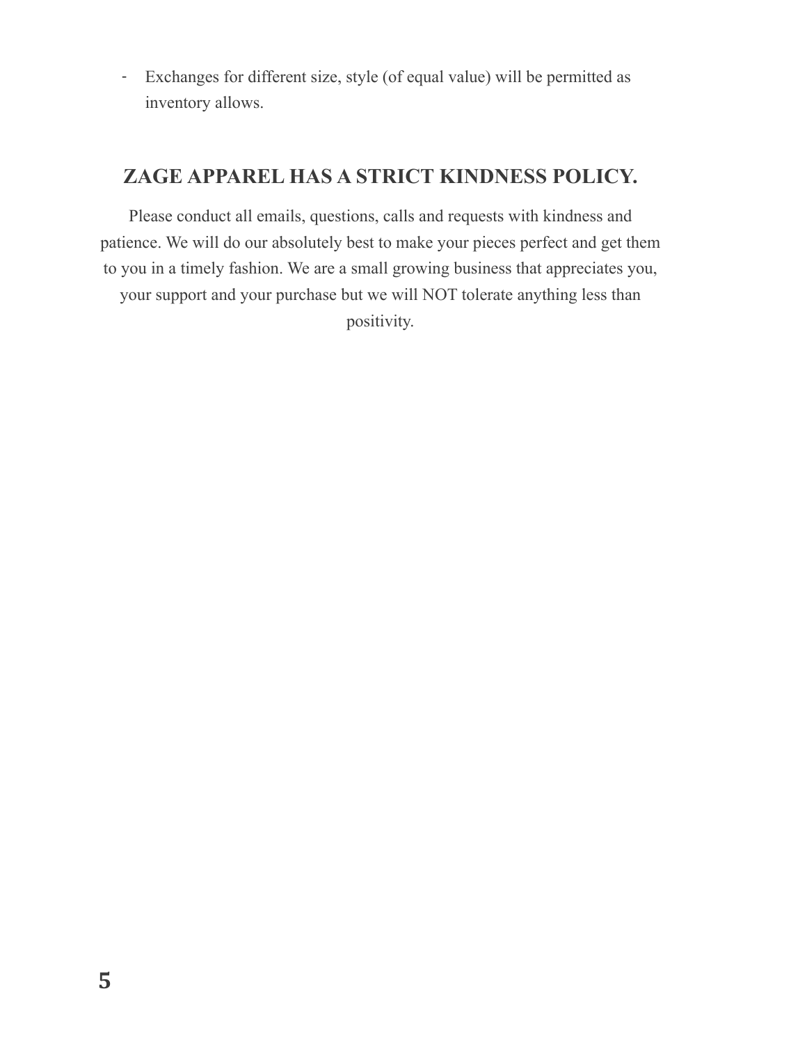- Exchanges for different size, style (of equal value) will be permitted as inventory allows.

## ZAGE APPAREL HAS A STRICT KINDNESS POLICY.

Please conduct all emails, questions, calls and requests with kindness and patience. We will do our absolutely best to make your pieces perfect and get them to you in a timely fashion. We are a small growing business that appreciates you, your support and your purchase but we will NOT tolerate anything less than positivity.